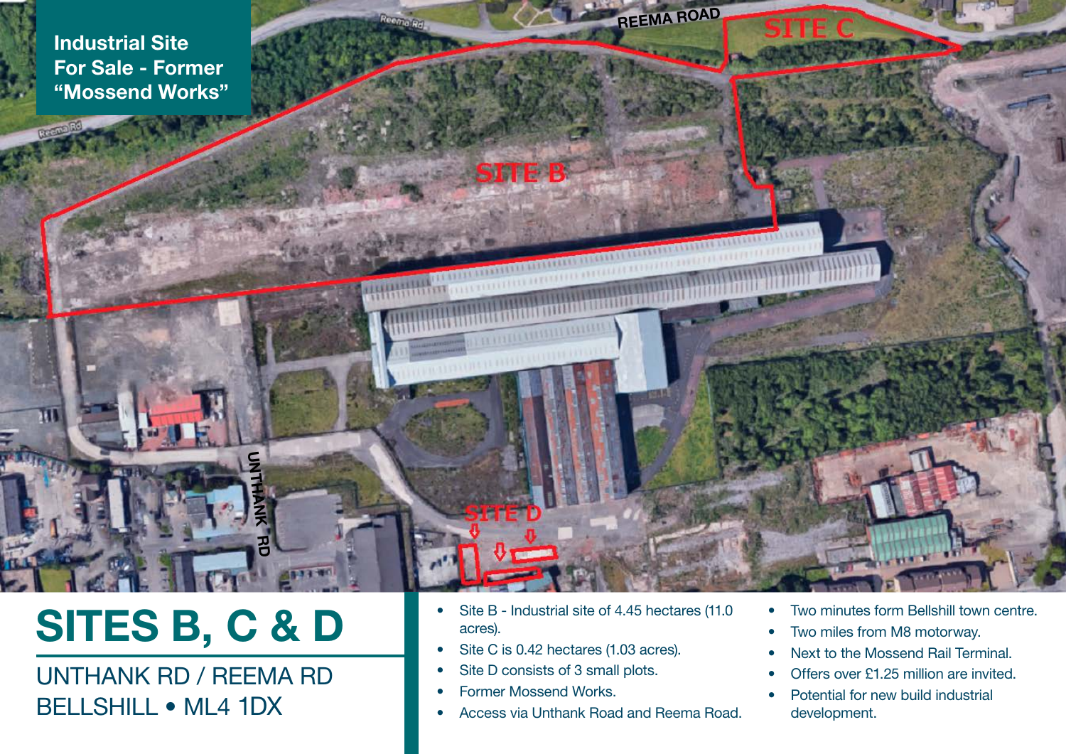Industial Site For Sale - Former "Mossend Works"

# SITES B, C & D

## UNTHANK RD / REEMA RD
## BELLSHILL • ML4 1DX

- Site B - Industrial site of 4.45 hectares (11.0 acres).
- Site C is 0.42 hectares (1.03 acres).
- Site D consists of 3 small plots.
- Former Mossend Works.
- Access via Unthank Road and Reema Road.

- Two minutes form Bellshill town centre.
- Two miles from M8 motorway.
- Next to the Mossend Rail Terminal.
- Offers over £1.25 million are invited.
- Potential for new build industrial development.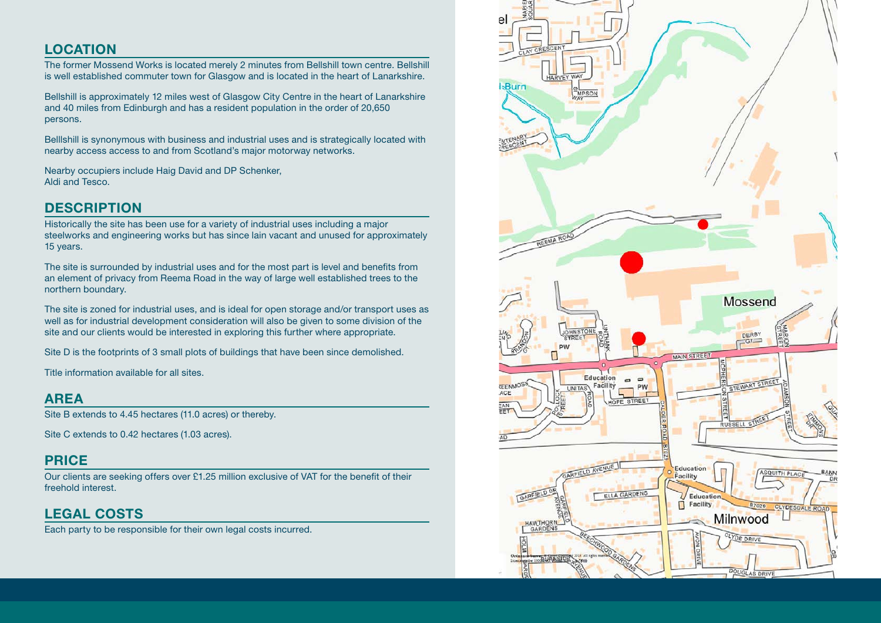## LOCATION

The former Mossend Works is located merely 2 minutes from Bellshill town centre. Bellshill is well established commuter town for Glasgow and is located in the heart of Lanarkshire.

Bellshill is approximately 12 miles west of Glasgow City Centre in the heart of Lanarkshire and 40 miles from Edinburgh and has a resident population in the order of 20,650 persons.

Belllshill is synonymous with business and industrial uses and is strategically located with nearby access access to and from Scotland's major motorway networks.

Nearby occupiers include Haig David and DP Schenker, Aldi and Tesco.

## DESCRIPTION

Historically the site has been use for a variety of industrial uses including a major steelworks and engineering works but has since lain vacant and unused for approximately 15 years.

The site is surrounded by industrial uses and for the most part is level and benefits from an element of privacy from Reema Road in the way of large well established trees to the northern boundary.

The site is zoned for industrial uses, and is ideal for open storage and/or transport uses as well as for industrial development consideration will also be given to some division of the site and our clients would be interested in exploring this further where appropriate.

Site D is the footprints of 3 small plots of buildings that have been since demolished.

Title information available for all sites.

## AREA

Site B extends to 4.45 hectares (11.0 acres) or thereby.

Site C extends to 0.42 hectares (1.03 acres).

## PRICE

Our clients are seeking offers over £1.25 million exclusive of VAT for the benefit of their freehold interest.

## LEGAL COSTS

Each party to be responsible for their own legal costs incurred.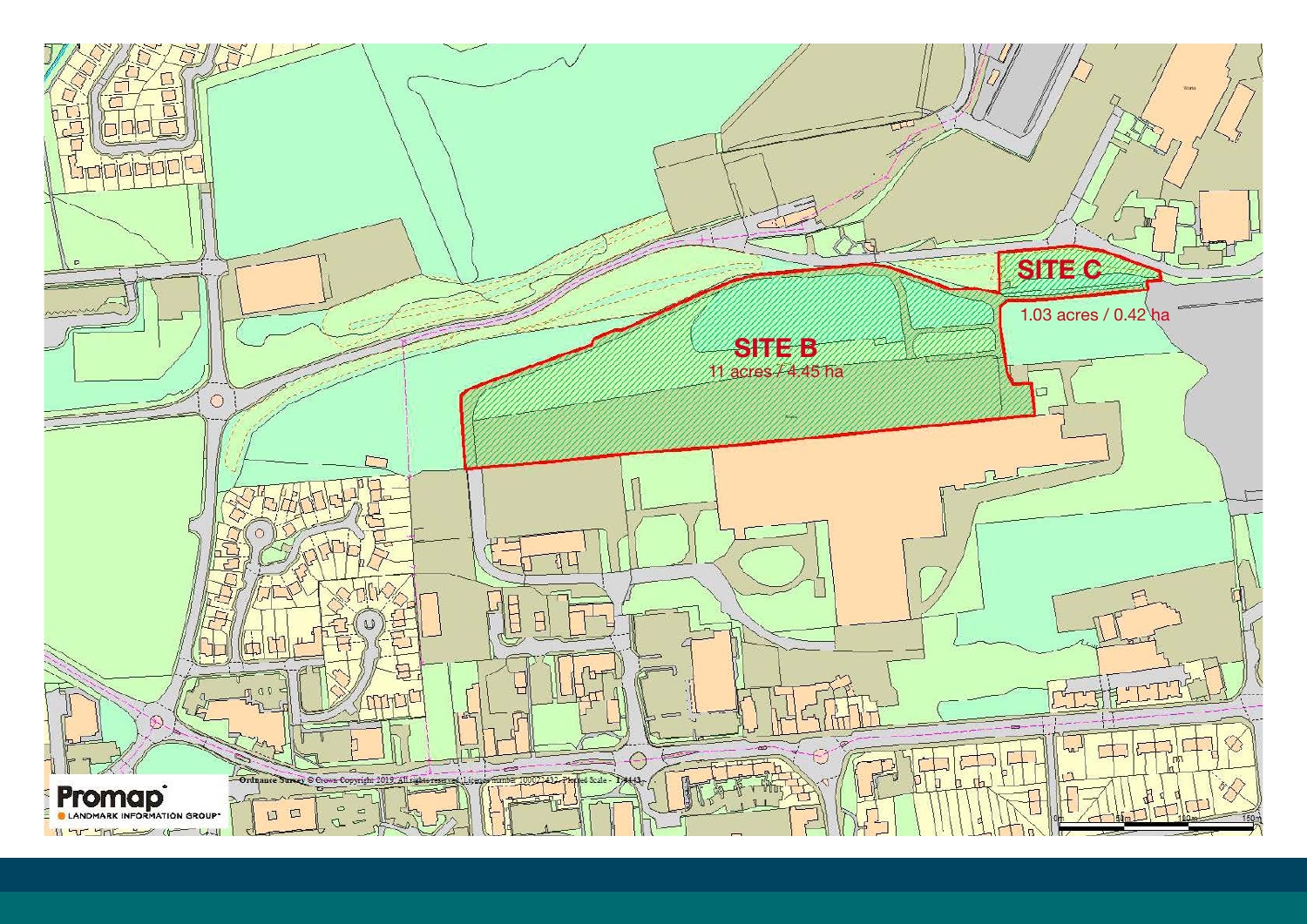SITE C

1.03 acres / 0.42 ha

SITE B

11 acres / 4.45 ha

Promap

LANDMARK INFORMATION GROUP

Ordnance Survey © Crown Copyright 2019. All rights reserved. Licence number 100022432. Plotted Scale - 1:4443

0m 50m 100m 150m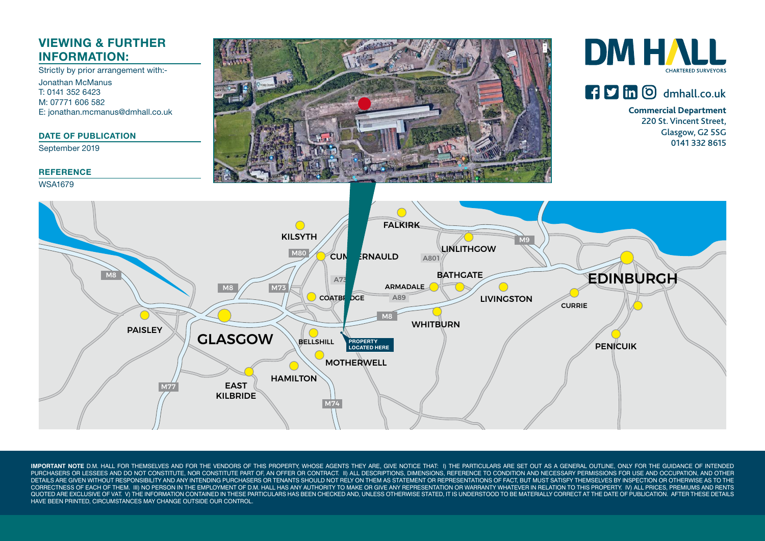## VIEWING & FURTHER INFORMATION:

Strictly by prior arrangement with:-

Jonathan McManus
T: 0141 352 6423
M: 07771 606 582
E: jonathan.mcmanus@dmhall.co.uk

### DATE OF PUBLICATION

September 2019

### REFERENCE

WSA1679

DM HALL
CHARTERED SURVEYORS

dmhall.co.uk

**Commercial Department**
220 St. Vincent Street,
Glasgow, G2 5SG
0141 332 8615

KILSYTH
FALKIRK
M80
CUMBERNAULD
A801
LINLITHGOW
M9
M8
A73
BATHGATE
EDINBURGH
M8
M73
ARMADALE
COATBRIDGE
A89
LIVINGSTON
CURRIE
M8
PAISLEY
WHITBURN
GLASGOW
BELLSHILL
PROPERTY LOCATED HERE
PENICUIK
MOTHERWELL
HAMILTON
EAST KILBRIDE
M77
M74

**IMPORTANT NOTE** D.M. HALL FOR THEMSELVES AND FOR THE VENDORS OF THIS PROPERTY, WHOSE AGENTS THEY ARE, GIVE NOTICE THAT: I) THE PARTICULARS ARE SET OUT AS A GENERAL OUTLINE, ONLY FOR THE GUIDANCE OF INTENDED PURCHASERS OR LESSEES AND DO NOT CONSTITUTE, NOR CONSTITUTE PART OF, AN OFFER OR CONTRACT. II) ALL DESCRIPTIONS, DIMENSIONS, REFERENCE TO CONDITION AND NECESSARY PERMISSIONS FOR USE AND OCCUPATION, AND OTHER DETAILS ARE GIVEN WITHOUT RESPONSIBILITY AND ANY INTENDING PURCHASERS OR TENANTS SHOULD NOT RELY ON THEM AS STATEMENT OR REPRESENTATIONS OF FACT, BUT MUST SATISFY THEMSELVES BY INSPECTION OR OTHERWISE AS TO THE CORRECTNESS OF EACH OF THEM. III) NO PERSON IN THE EMPLOYMENT OF D.M. HALL HAS ANY AUTHORITY TO MAKE OR GIVE ANY REPRESENTATION OR WARRANTY WHATEVER IN RELATION TO THIS PROPERTY. IV) ALL PRICES, PREMIUMS AND RENTS QUOTED ARE EXCLUSIVE OF VAT. V) THE INFORMATION CONTAINED IN THESE PARTICULARS HAS BEEN CHECKED AND, UNLESS OTHERWISE STATED, IT IS UNDERSTOOD TO BE MATERIALLY CORRECT AT THE DATE OF PUBLICATION. AFTER THESE DETAILS HAVE BEEN PRINTED, CIRCUMSTANCES MAY CHANGE OUTSIDE OUR CONTROL.